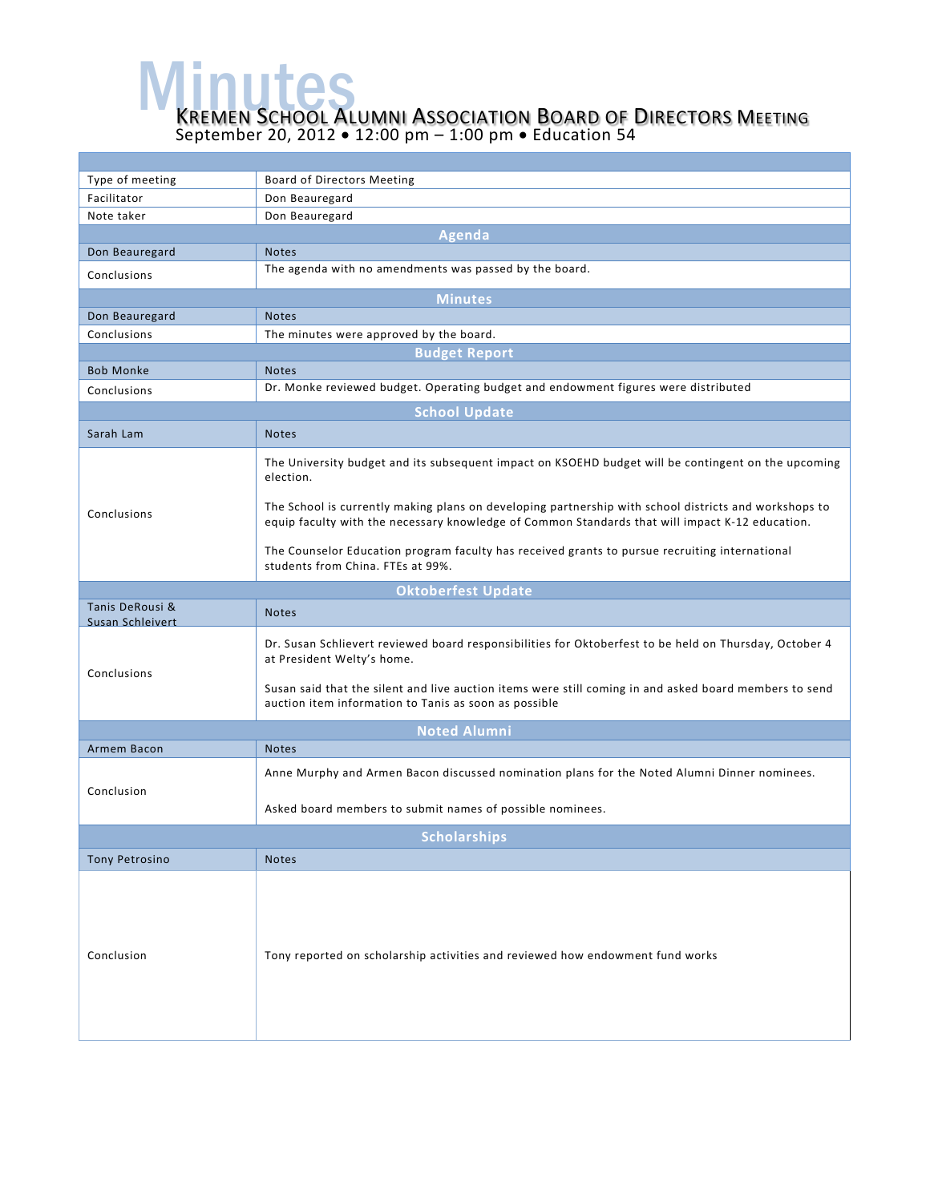# Minutes

## Kremen School Alumni Association Board of Directors Meeting

September 20, 2012 • 12:00 pm – 1:00 pm • Education 54

| | |
|---|---|
| Type of meeting | Board of Directors Meeting |
| Facilitator | Don Beauregard |
| Note taker | Don Beauregard |

### Agenda

| | |
|---|---|
| Don Beauregard | Notes |
| Conclusions | The agenda with no amendments was passed by the board. |

### Minutes

| | |
|---|---|
| Don Beauregard | Notes |
| Conclusions | The minutes were approved by the board. |

### Budget Report

| | |
|---|---|
| Bob Monke | Notes |
| Conclusions | Dr. Monke reviewed budget. Operating budget and endowment figures were distributed |

### School Update

| | |
|---|---|
| Sarah Lam | Notes |
| Conclusions | The University budget and its subsequent impact on KSOEHD budget will be contingent on the upcoming election.<br><br>The School is currently making plans on developing partnership with school districts and workshops to equip faculty with the necessary knowledge of Common Standards that will impact K-12 education.<br><br>The Counselor Education program faculty has received grants to pursue recruiting international students from China. FTEs at 99%. |

### Oktoberfest Update

| | |
|---|---|
| Tanis DeRousi & Susan Schleivert | Notes |
| Conclusions | Dr. Susan Schlievert reviewed board responsibilities for Oktoberfest to be held on Thursday, October 4 at President Welty's home.<br><br>Susan said that the silent and live auction items were still coming in and asked board members to send auction item information to Tanis as soon as possible |

### Noted Alumni

| | |
|---|---|
| Armem Bacon | Notes |
| Conclusion | Anne Murphy and Armen Bacon discussed nomination plans for the Noted Alumni Dinner nominees.<br><br>Asked board members to submit names of possible nominees. |

### Scholarships

| | |
|---|---|
| Tony Petrosino | Notes |
| Conclusion | Tony reported on scholarship activities and reviewed how endowment fund works |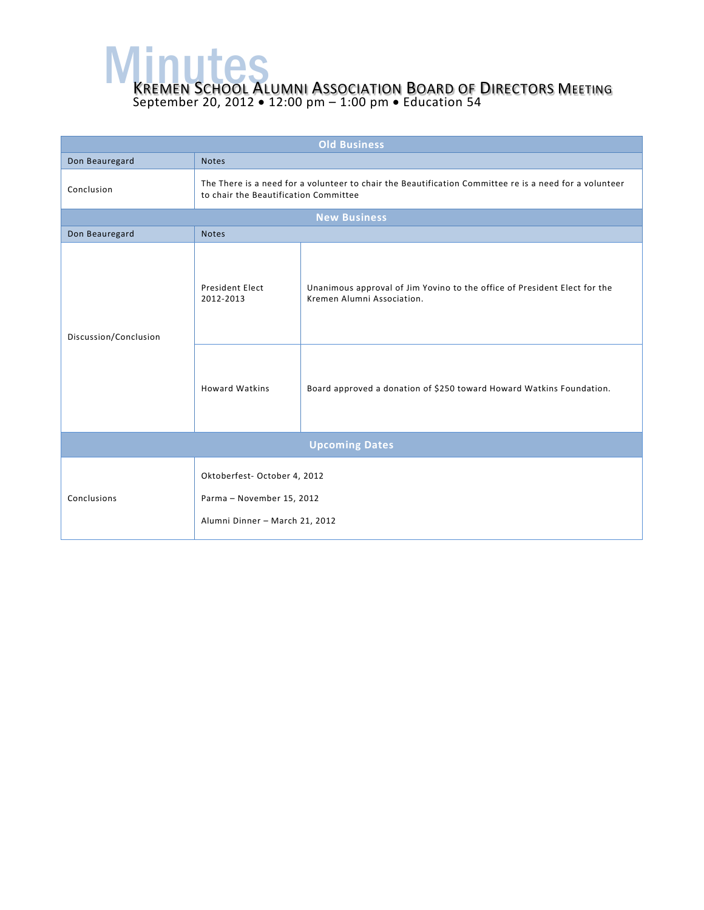# Minutes

## Kremen School Alumni Association Board of Directors Meeting

September 20, 2012 • 12:00 pm – 1:00 pm • Education 54

| Old Business | | |
|---|---|---|
| Don Beauregard | Notes | |
| Conclusion | The There is a need for a volunteer to chair the Beautification Committee re is a need for a volunteer to chair the Beautification Committee | |
| **New Business** | | |
| Don Beauregard | Notes | |
| Discussion/Conclusion | President Elect 2012-2013 | Unanimous approval of Jim Yovino to the office of President Elect for the Kremen Alumni Association. |
| | Howard Watkins | Board approved a donation of $250 toward Howard Watkins Foundation. |
| **Upcoming Dates** | | |
| Conclusions | Oktoberfest- October 4, 2012<br>Parma – November 15, 2012<br>Alumni Dinner – March 21, 2012 | |